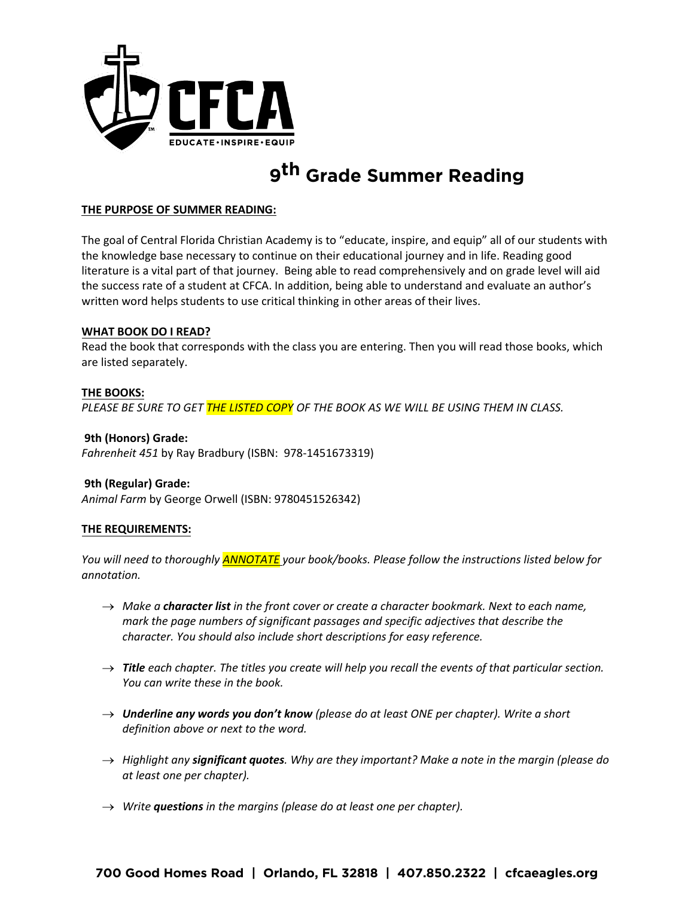# 9th Grade Summer Reading

**THE PURPOSE OF SUMMER READING:**

The goal of Central Florida Christian Academy is to "educate, inspire, and equip" all of our students with the knowledge base necessary to continue on their educational journey and in life. Reading good literature is a vital part of that journey. Being able to read comprehensively and on grade level will aid the success rate of a student at CFCA. In addition, being able to understand and evaluate an author's written word helps students to use critical thinking in other areas of their lives.

**WHAT BOOK DO I READ?**

Read the book that corresponds with the class you are entering. Then you will read those books, which are listed separately.

**THE BOOKS:**

*PLEASE BE SURE TO GET THE LISTED COPY OF THE BOOK AS WE WILL BE USING THEM IN CLASS.*

**9th (Honors) Grade:**

*Fahrenheit 451* by Ray Bradbury (ISBN: 978-1451673319)

**9th (Regular) Grade:**

*Animal Farm* by George Orwell (ISBN: 9780451526342)

**THE REQUIREMENTS:**

*You will need to thoroughly ANNOTATE your book/books. Please follow the instructions listed below for annotation.*

- → *Make a **character list** in the front cover or create a character bookmark. Next to each name, mark the page numbers of significant passages and specific adjectives that describe the character. You should also include short descriptions for easy reference.*
- → ***Title** each chapter. The titles you create will help you recall the events of that particular section. You can write these in the book.*
- → ***Underline any words you don't know** (please do at least ONE per chapter). Write a short definition above or next to the word.*
- → *Highlight any **significant quotes**. Why are they important? Make a note in the margin (please do at least one per chapter).*
- → *Write **questions** in the margins (please do at least one per chapter).*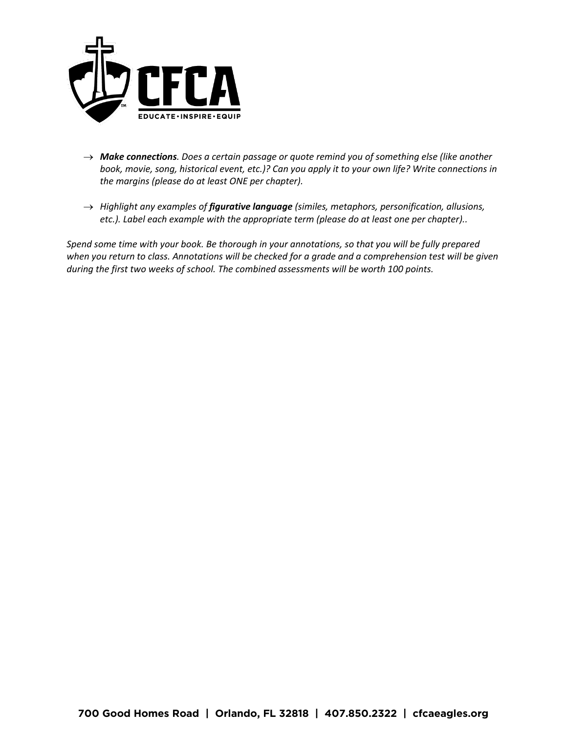- → ***Make connections**. Does a certain passage or quote remind you of something else (like another book, movie, song, historical event, etc.)? Can you apply it to your own life? Write connections in the margins (please do at least ONE per chapter).*

- → *Highlight any examples of **figurative language** (similes, metaphors, personification, allusions, etc.). Label each example with the appropriate term (please do at least one per chapter)..*

*Spend some time with your book. Be thorough in your annotations, so that you will be fully prepared when you return to class. Annotations will be checked for a grade and a comprehension test will be given during the first two weeks of school. The combined assessments will be worth 100 points.*